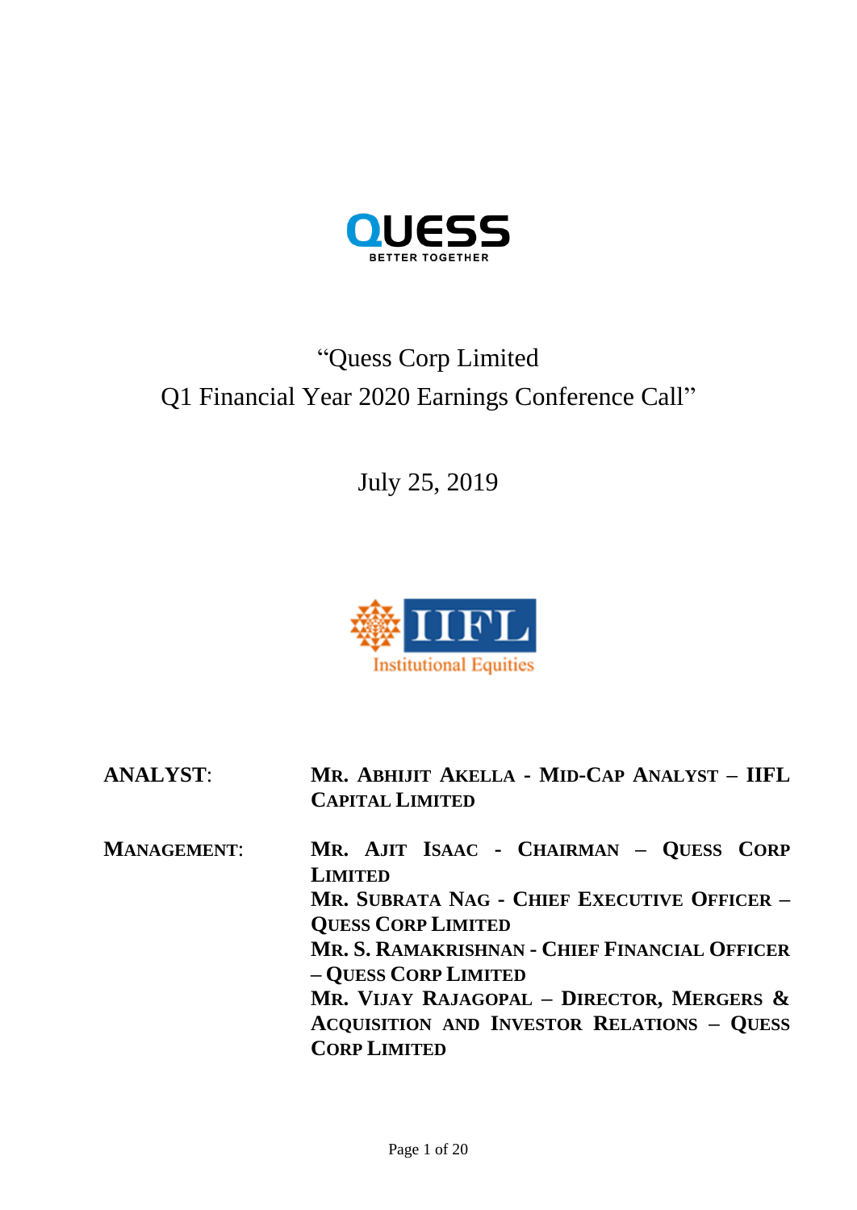# "Quess Corp Limited
# Q1 Financial Year 2020 Earnings Conference Call"

July 25, 2019

| | |
|---|---|
| **ANALYST**: | **MR. ABHIJIT AKELLA - MID-CAP ANALYST – IIFL CAPITAL LIMITED** |
| **MANAGEMENT**: | **MR. AJIT ISAAC - CHAIRMAN – QUESS CORP LIMITED**<br>**MR. SUBRATA NAG - CHIEF EXECUTIVE OFFICER – QUESS CORP LIMITED**<br>**MR. S. RAMAKRISHNAN - CHIEF FINANCIAL OFFICER – QUESS CORP LIMITED**<br>**MR. VIJAY RAJAGOPAL – DIRECTOR, MERGERS & ACQUISITION AND INVESTOR RELATIONS – QUESS CORP LIMITED** |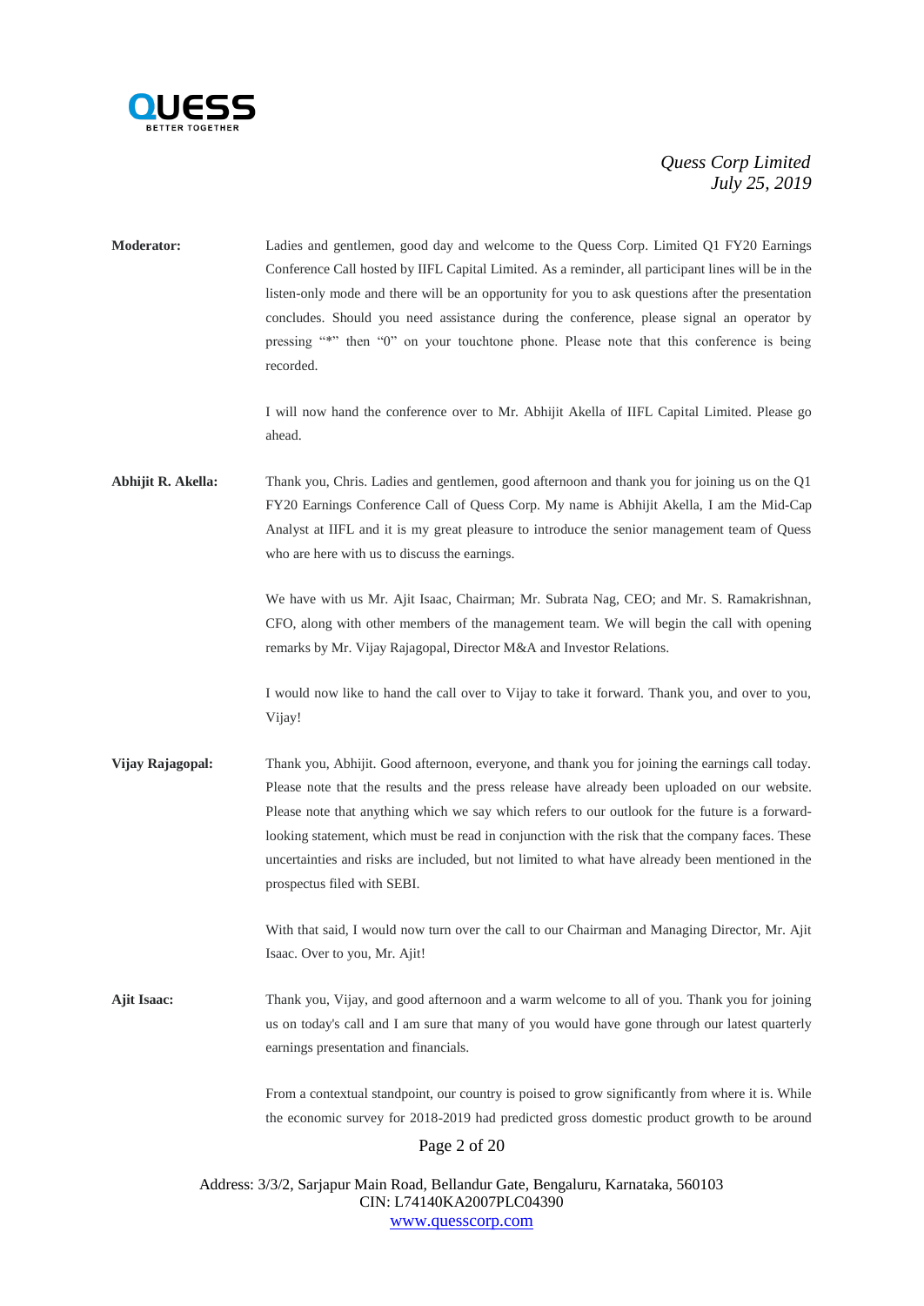**Moderator:** Ladies and gentlemen, good day and welcome to the Quess Corp. Limited Q1 FY20 Earnings Conference Call hosted by IIFL Capital Limited. As a reminder, all participant lines will be in the listen-only mode and there will be an opportunity for you to ask questions after the presentation concludes. Should you need assistance during the conference, please signal an operator by pressing "*" then "0" on your touchtone phone. Please note that this conference is being recorded.

I will now hand the conference over to Mr. Abhijit Akella of IIFL Capital Limited. Please go ahead.

**Abhijit R. Akella:** Thank you, Chris. Ladies and gentlemen, good afternoon and thank you for joining us on the Q1 FY20 Earnings Conference Call of Quess Corp. My name is Abhijit Akella, I am the Mid-Cap Analyst at IIFL and it is my great pleasure to introduce the senior management team of Quess who are here with us to discuss the earnings.

We have with us Mr. Ajit Isaac, Chairman; Mr. Subrata Nag, CEO; and Mr. S. Ramakrishnan, CFO, along with other members of the management team. We will begin the call with opening remarks by Mr. Vijay Rajagopal, Director M&A and Investor Relations.

I would now like to hand the call over to Vijay to take it forward. Thank you, and over to you, Vijay!

**Vijay Rajagopal:** Thank you, Abhijit. Good afternoon, everyone, and thank you for joining the earnings call today. Please note that the results and the press release have already been uploaded on our website. Please note that anything which we say which refers to our outlook for the future is a forward-looking statement, which must be read in conjunction with the risk that the company faces. These uncertainties and risks are included, but not limited to what have already been mentioned in the prospectus filed with SEBI.

With that said, I would now turn over the call to our Chairman and Managing Director, Mr. Ajit Isaac. Over to you, Mr. Ajit!

**Ajit Isaac:** Thank you, Vijay, and good afternoon and a warm welcome to all of you. Thank you for joining us on today's call and I am sure that many of you would have gone through our latest quarterly earnings presentation and financials.

From a contextual standpoint, our country is poised to grow significantly from where it is. While the economic survey for 2018-2019 had predicted gross domestic product growth to be around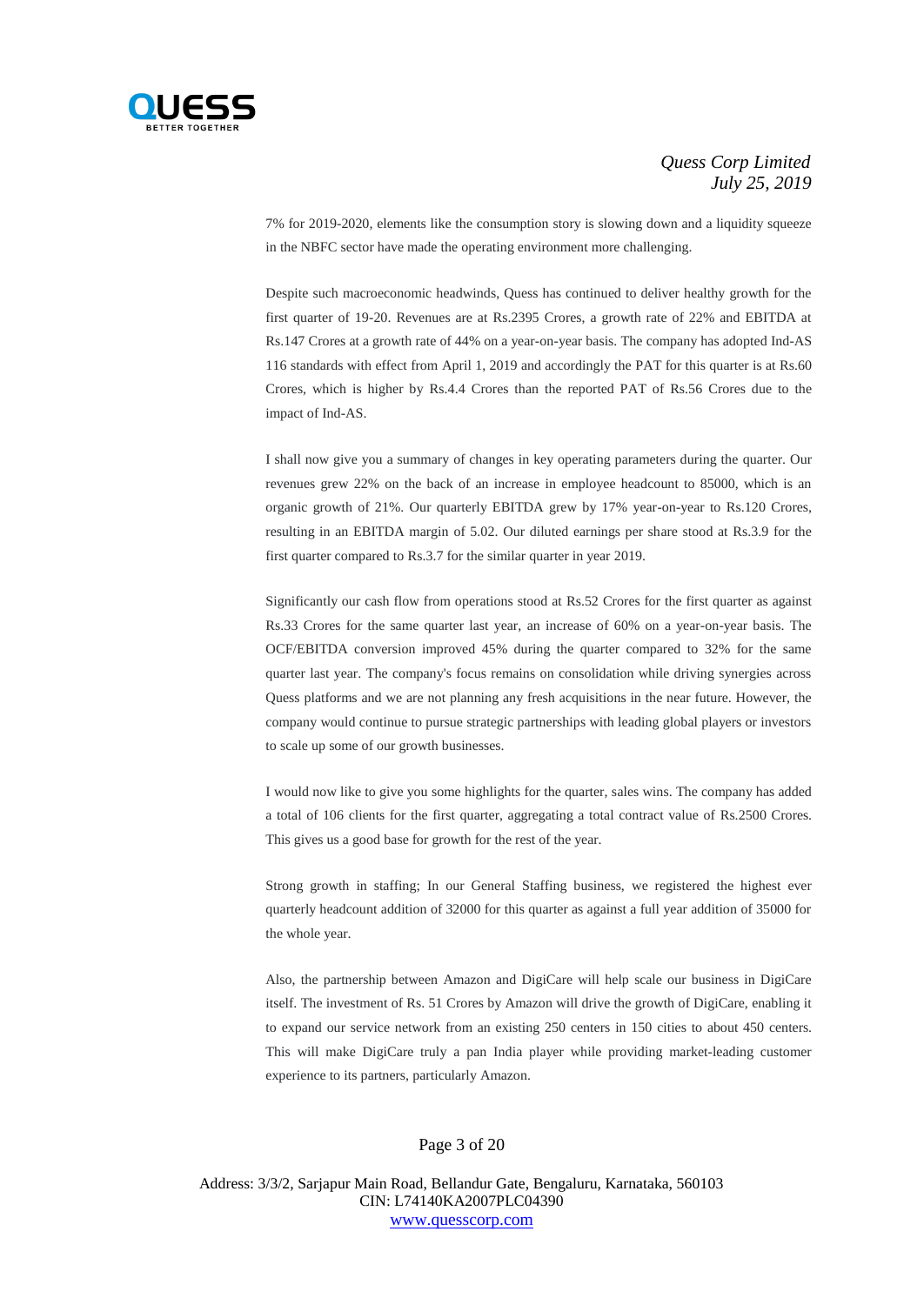7% for 2019-2020, elements like the consumption story is slowing down and a liquidity squeeze in the NBFC sector have made the operating environment more challenging.

Despite such macroeconomic headwinds, Quess has continued to deliver healthy growth for the first quarter of 19-20. Revenues are at Rs.2395 Crores, a growth rate of 22% and EBITDA at Rs.147 Crores at a growth rate of 44% on a year-on-year basis. The company has adopted Ind-AS 116 standards with effect from April 1, 2019 and accordingly the PAT for this quarter is at Rs.60 Crores, which is higher by Rs.4.4 Crores than the reported PAT of Rs.56 Crores due to the impact of Ind-AS.

I shall now give you a summary of changes in key operating parameters during the quarter. Our revenues grew 22% on the back of an increase in employee headcount to 85000, which is an organic growth of 21%. Our quarterly EBITDA grew by 17% year-on-year to Rs.120 Crores, resulting in an EBITDA margin of 5.02. Our diluted earnings per share stood at Rs.3.9 for the first quarter compared to Rs.3.7 for the similar quarter in year 2019.

Significantly our cash flow from operations stood at Rs.52 Crores for the first quarter as against Rs.33 Crores for the same quarter last year, an increase of 60% on a year-on-year basis. The OCF/EBITDA conversion improved 45% during the quarter compared to 32% for the same quarter last year. The company's focus remains on consolidation while driving synergies across Quess platforms and we are not planning any fresh acquisitions in the near future. However, the company would continue to pursue strategic partnerships with leading global players or investors to scale up some of our growth businesses.

I would now like to give you some highlights for the quarter, sales wins. The company has added a total of 106 clients for the first quarter, aggregating a total contract value of Rs.2500 Crores. This gives us a good base for growth for the rest of the year.

Strong growth in staffing; In our General Staffing business, we registered the highest ever quarterly headcount addition of 32000 for this quarter as against a full year addition of 35000 for the whole year.

Also, the partnership between Amazon and DigiCare will help scale our business in DigiCare itself. The investment of Rs. 51 Crores by Amazon will drive the growth of DigiCare, enabling it to expand our service network from an existing 250 centers in 150 cities to about 450 centers. This will make DigiCare truly a pan India player while providing market-leading customer experience to its partners, particularly Amazon.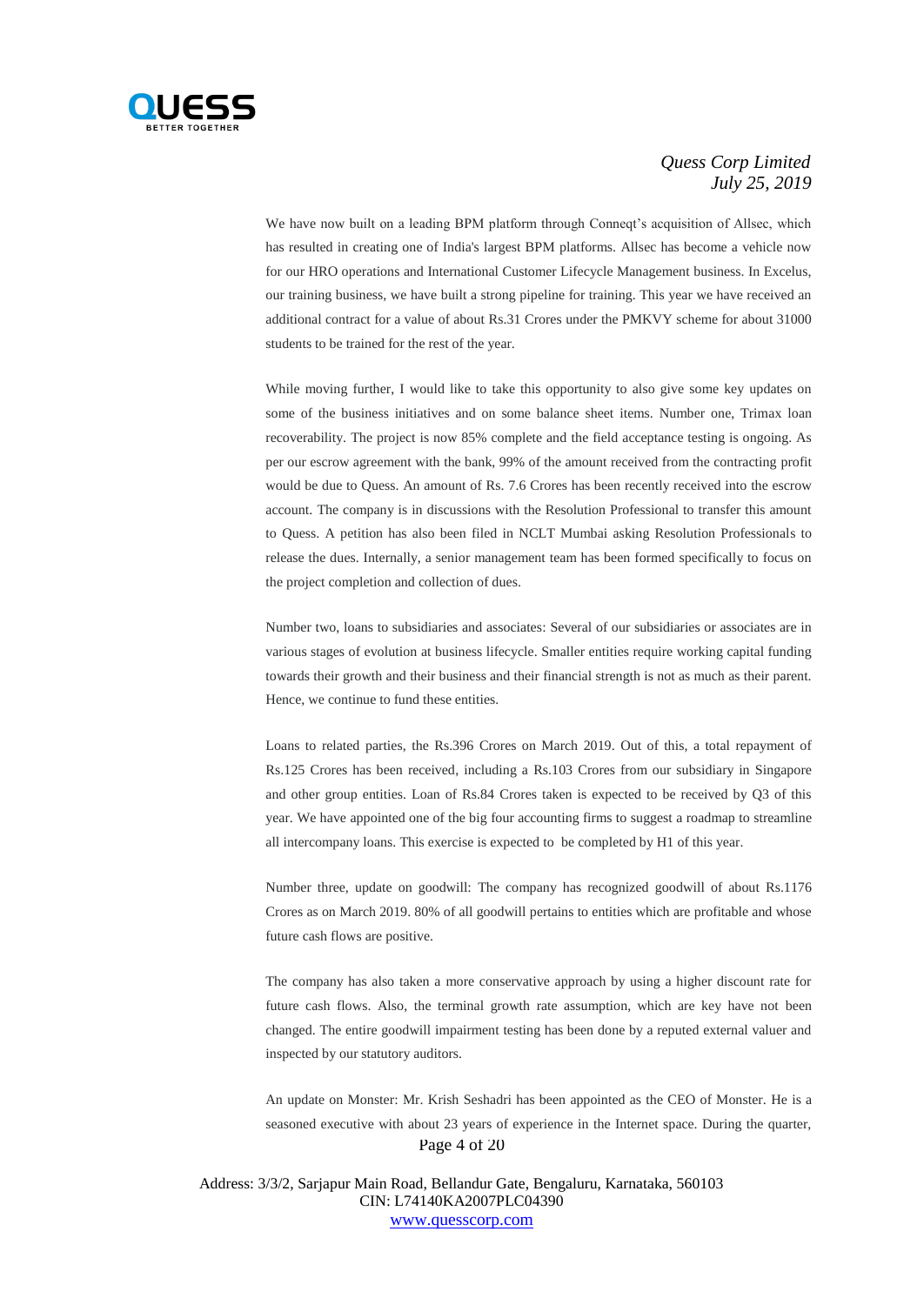We have now built on a leading BPM platform through Conneqt's acquisition of Allsec, which has resulted in creating one of India's largest BPM platforms. Allsec has become a vehicle now for our HRO operations and International Customer Lifecycle Management business. In Excelus, our training business, we have built a strong pipeline for training. This year we have received an additional contract for a value of about Rs.31 Crores under the PMKVY scheme for about 31000 students to be trained for the rest of the year.

While moving further, I would like to take this opportunity to also give some key updates on some of the business initiatives and on some balance sheet items. Number one, Trimax loan recoverability. The project is now 85% complete and the field acceptance testing is ongoing. As per our escrow agreement with the bank, 99% of the amount received from the contracting profit would be due to Quess. An amount of Rs. 7.6 Crores has been recently received into the escrow account. The company is in discussions with the Resolution Professional to transfer this amount to Quess. A petition has also been filed in NCLT Mumbai asking Resolution Professionals to release the dues. Internally, a senior management team has been formed specifically to focus on the project completion and collection of dues.

Number two, loans to subsidiaries and associates: Several of our subsidiaries or associates are in various stages of evolution at business lifecycle. Smaller entities require working capital funding towards their growth and their business and their financial strength is not as much as their parent. Hence, we continue to fund these entities.

Loans to related parties, the Rs.396 Crores on March 2019. Out of this, a total repayment of Rs.125 Crores has been received, including a Rs.103 Crores from our subsidiary in Singapore and other group entities. Loan of Rs.84 Crores taken is expected to be received by Q3 of this year. We have appointed one of the big four accounting firms to suggest a roadmap to streamline all intercompany loans. This exercise is expected to be completed by H1 of this year.

Number three, update on goodwill: The company has recognized goodwill of about Rs.1176 Crores as on March 2019. 80% of all goodwill pertains to entities which are profitable and whose future cash flows are positive.

The company has also taken a more conservative approach by using a higher discount rate for future cash flows. Also, the terminal growth rate assumption, which are key have not been changed. The entire goodwill impairment testing has been done by a reputed external valuer and inspected by our statutory auditors.

An update on Monster: Mr. Krish Seshadri has been appointed as the CEO of Monster. He is a seasoned executive with about 23 years of experience in the Internet space. During the quarter,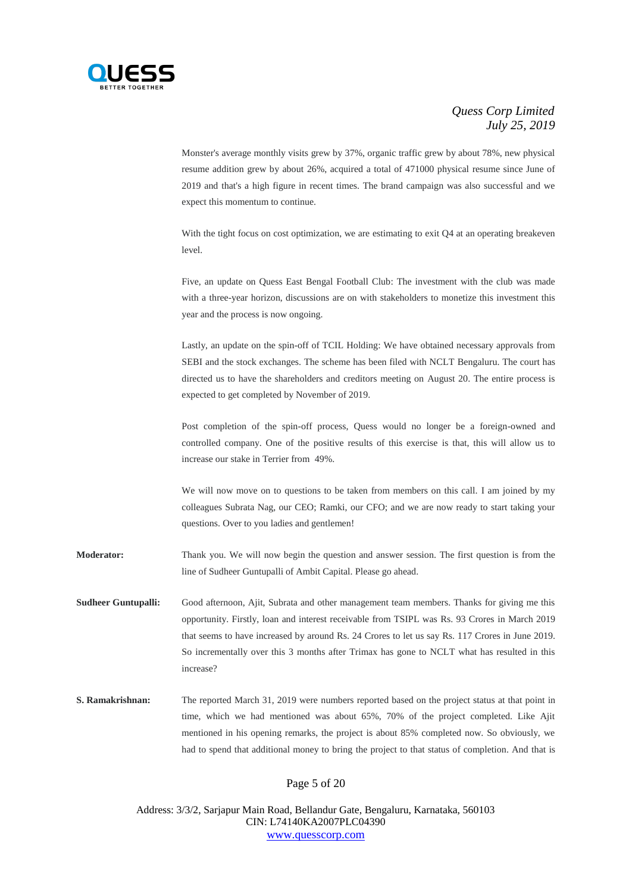Monster's average monthly visits grew by 37%, organic traffic grew by about 78%, new physical resume addition grew by about 26%, acquired a total of 471000 physical resume since June of 2019 and that's a high figure in recent times. The brand campaign was also successful and we expect this momentum to continue.

With the tight focus on cost optimization, we are estimating to exit Q4 at an operating breakeven level.

Five, an update on Quess East Bengal Football Club: The investment with the club was made with a three-year horizon, discussions are on with stakeholders to monetize this investment this year and the process is now ongoing.

Lastly, an update on the spin-off of TCIL Holding: We have obtained necessary approvals from SEBI and the stock exchanges. The scheme has been filed with NCLT Bengaluru. The court has directed us to have the shareholders and creditors meeting on August 20. The entire process is expected to get completed by November of 2019.

Post completion of the spin-off process, Quess would no longer be a foreign-owned and controlled company. One of the positive results of this exercise is that, this will allow us to increase our stake in Terrier from 49%.

We will now move on to questions to be taken from members on this call. I am joined by my colleagues Subrata Nag, our CEO; Ramki, our CFO; and we are now ready to start taking your questions. Over to you ladies and gentlemen!

**Moderator:** Thank you. We will now begin the question and answer session. The first question is from the line of Sudheer Guntupalli of Ambit Capital. Please go ahead.

**Sudheer Guntupalli:** Good afternoon, Ajit, Subrata and other management team members. Thanks for giving me this opportunity. Firstly, loan and interest receivable from TSIPL was Rs. 93 Crores in March 2019 that seems to have increased by around Rs. 24 Crores to let us say Rs. 117 Crores in June 2019. So incrementally over this 3 months after Trimax has gone to NCLT what has resulted in this increase?

**S. Ramakrishnan:** The reported March 31, 2019 were numbers reported based on the project status at that point in time, which we had mentioned was about 65%, 70% of the project completed. Like Ajit mentioned in his opening remarks, the project is about 85% completed now. So obviously, we had to spend that additional money to bring the project to that status of completion. And that is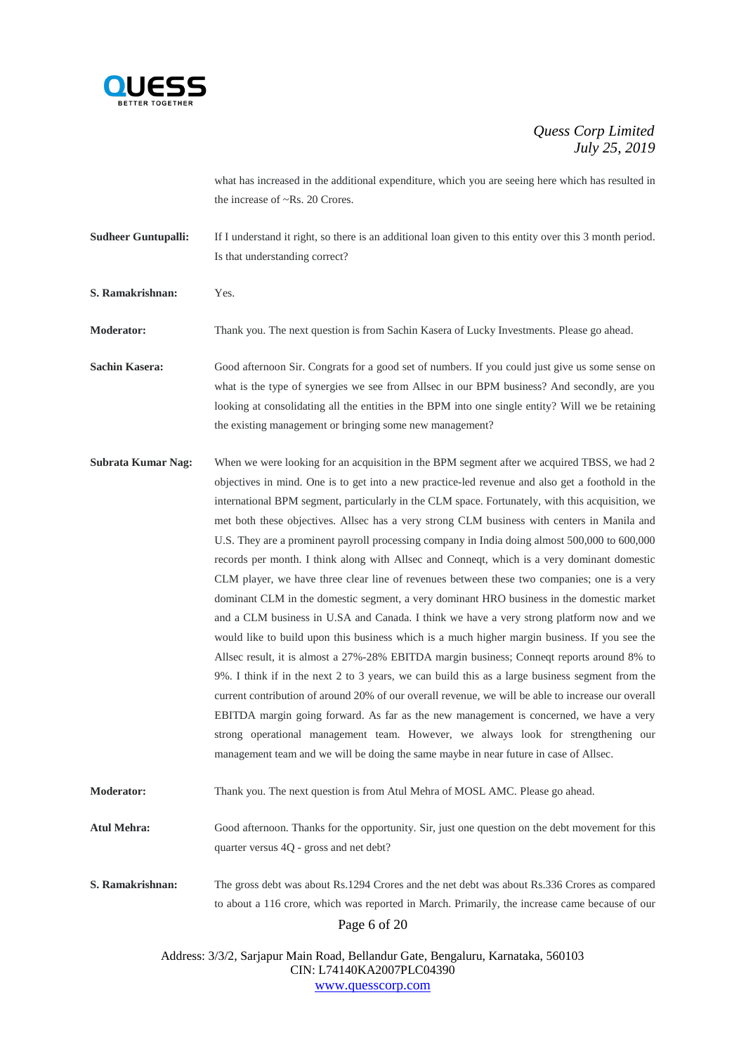what has increased in the additional expenditure, which you are seeing here which has resulted in the increase of ~Rs. 20 Crores.

**Sudheer Guntupalli:** If I understand it right, so there is an additional loan given to this entity over this 3 month period. Is that understanding correct?

**S. Ramakrishnan:** Yes.

**Moderator:** Thank you. The next question is from Sachin Kasera of Lucky Investments. Please go ahead.

**Sachin Kasera:** Good afternoon Sir. Congrats for a good set of numbers. If you could just give us some sense on what is the type of synergies we see from Allsec in our BPM business? And secondly, are you looking at consolidating all the entities in the BPM into one single entity? Will we be retaining the existing management or bringing some new management?

**Subrata Kumar Nag:** When we were looking for an acquisition in the BPM segment after we acquired TBSS, we had 2 objectives in mind. One is to get into a new practice-led revenue and also get a foothold in the international BPM segment, particularly in the CLM space. Fortunately, with this acquisition, we met both these objectives. Allsec has a very strong CLM business with centers in Manila and U.S. They are a prominent payroll processing company in India doing almost 500,000 to 600,000 records per month. I think along with Allsec and Conneqt, which is a very dominant domestic CLM player, we have three clear line of revenues between these two companies; one is a very dominant CLM in the domestic segment, a very dominant HRO business in the domestic market and a CLM business in U.S.A and Canada. I think we have a very strong platform now and we would like to build upon this business which is a much higher margin business. If you see the Allsec result, it is almost a 27%-28% EBITDA margin business; Conneqt reports around 8% to 9%. I think if in the next 2 to 3 years, we can build this as a large business segment from the current contribution of around 20% of our overall revenue, we will be able to increase our overall EBITDA margin going forward. As far as the new management is concerned, we have a very strong operational management team. However, we always look for strengthening our management team and we will be doing the same maybe in near future in case of Allsec.

**Moderator:** Thank you. The next question is from Atul Mehra of MOSL AMC. Please go ahead.

**Atul Mehra:** Good afternoon. Thanks for the opportunity. Sir, just one question on the debt movement for this quarter versus 4Q - gross and net debt?

**S. Ramakrishnan:** The gross debt was about Rs.1294 Crores and the net debt was about Rs.336 Crores as compared to about a 116 crore, which was reported in March. Primarily, the increase came because of our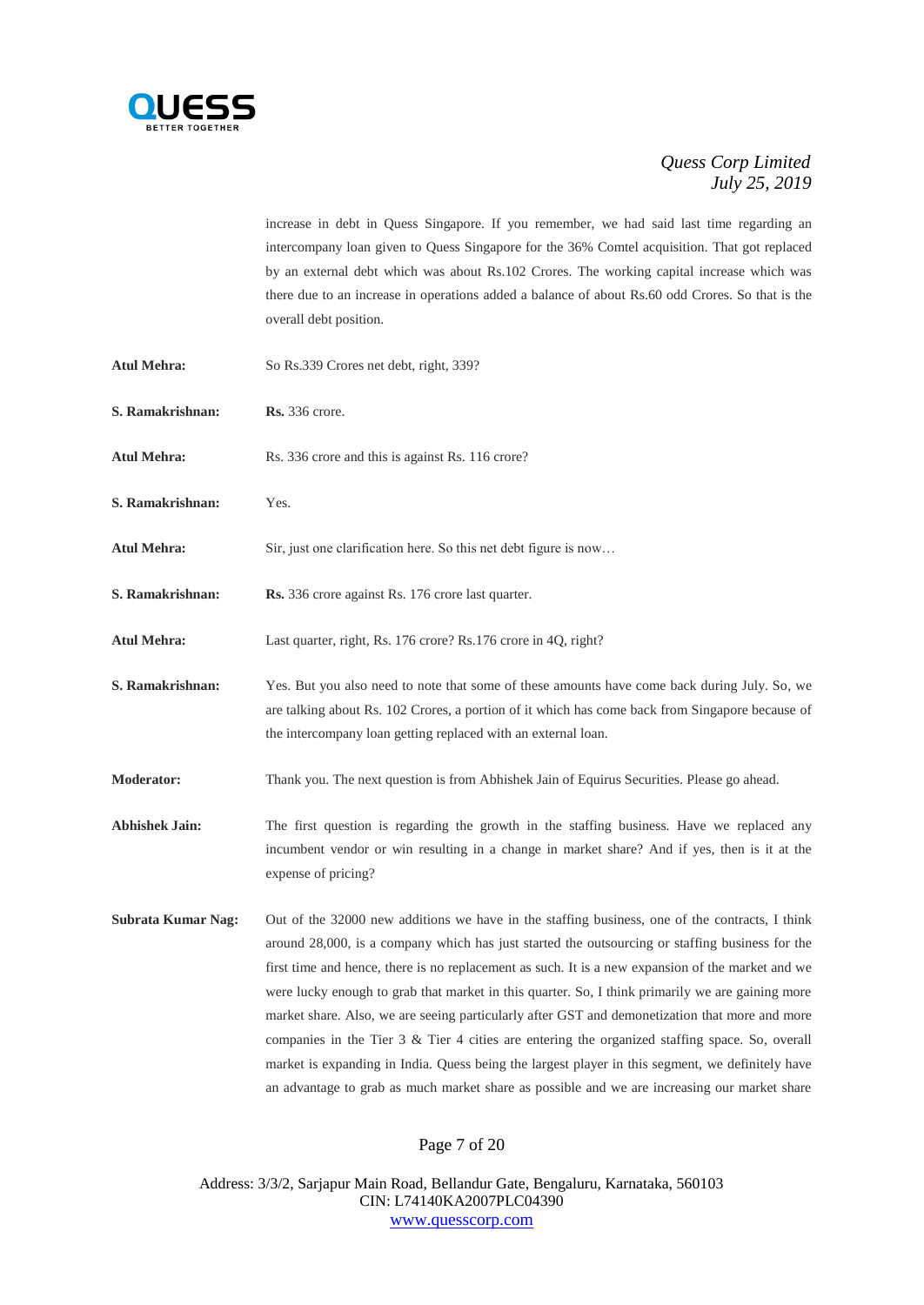increase in debt in Quess Singapore. If you remember, we had said last time regarding an intercompany loan given to Quess Singapore for the 36% Comtel acquisition. That got replaced by an external debt which was about Rs.102 Crores. The working capital increase which was there due to an increase in operations added a balance of about Rs.60 odd Crores. So that is the overall debt position.

**Atul Mehra:** So Rs.339 Crores net debt, right, 339?

**S. Ramakrishnan:** **Rs.** 336 crore.

**Atul Mehra:** Rs. 336 crore and this is against Rs. 116 crore?

**S. Ramakrishnan:** Yes.

**Atul Mehra:** Sir, just one clarification here. So this net debt figure is now…

**S. Ramakrishnan:** **Rs.** 336 crore against Rs. 176 crore last quarter.

**Atul Mehra:** Last quarter, right, Rs. 176 crore? Rs.176 crore in 4Q, right?

**S. Ramakrishnan:** Yes. But you also need to note that some of these amounts have come back during July. So, we are talking about Rs. 102 Crores, a portion of it which has come back from Singapore because of the intercompany loan getting replaced with an external loan.

**Moderator:** Thank you. The next question is from Abhishek Jain of Equirus Securities. Please go ahead.

**Abhishek Jain:** The first question is regarding the growth in the staffing business. Have we replaced any incumbent vendor or win resulting in a change in market share? And if yes, then is it at the expense of pricing?

**Subrata Kumar Nag:** Out of the 32000 new additions we have in the staffing business, one of the contracts, I think around 28,000, is a company which has just started the outsourcing or staffing business for the first time and hence, there is no replacement as such. It is a new expansion of the market and we were lucky enough to grab that market in this quarter. So, I think primarily we are gaining more market share. Also, we are seeing particularly after GST and demonetization that more and more companies in the Tier 3 & Tier 4 cities are entering the organized staffing space. So, overall market is expanding in India. Quess being the largest player in this segment, we definitely have an advantage to grab as much market share as possible and we are increasing our market share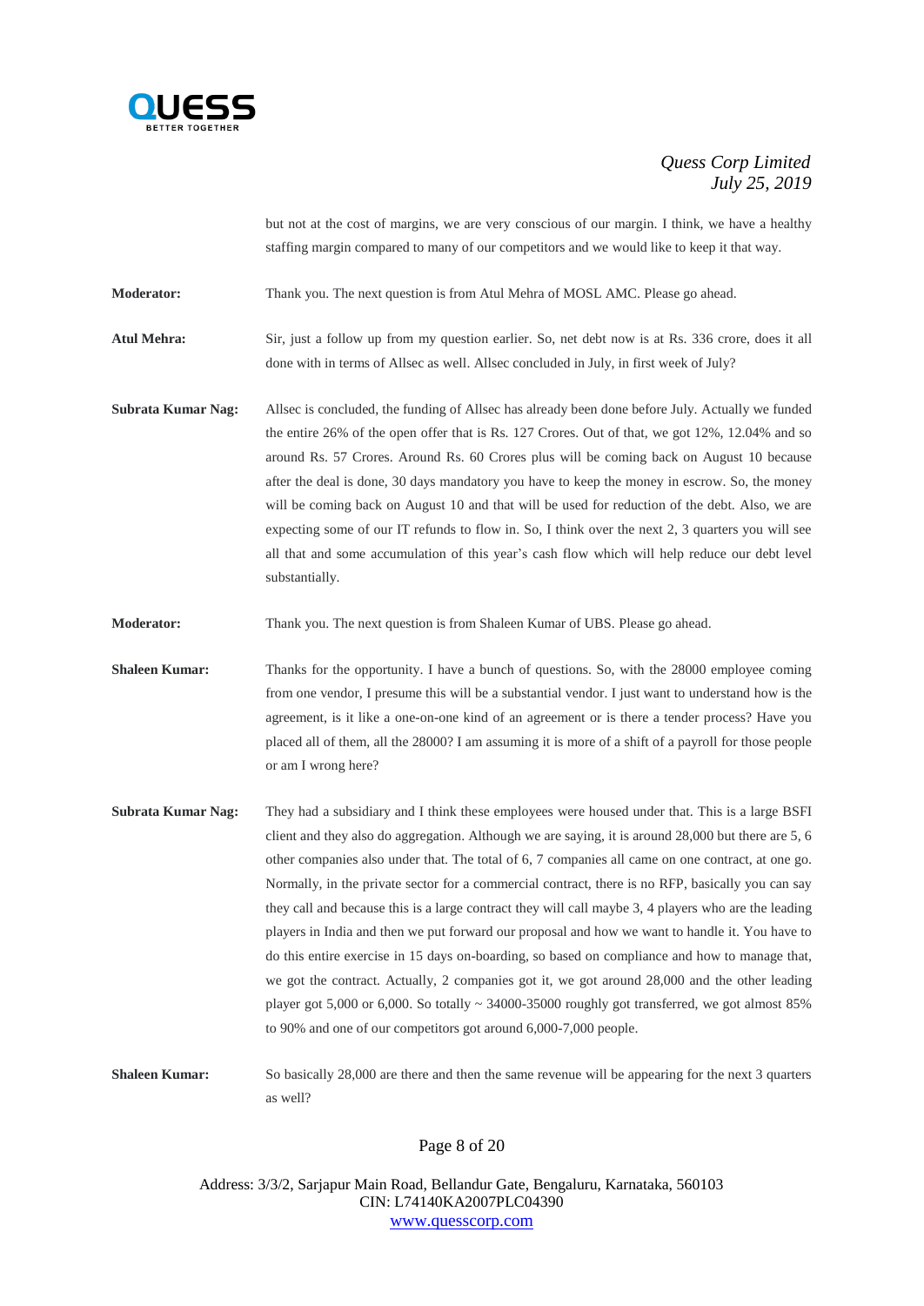but not at the cost of margins, we are very conscious of our margin. I think, we have a healthy staffing margin compared to many of our competitors and we would like to keep it that way.

**Moderator:** Thank you. The next question is from Atul Mehra of MOSL AMC. Please go ahead.

**Atul Mehra:** Sir, just a follow up from my question earlier. So, net debt now is at Rs. 336 crore, does it all done with in terms of Allsec as well. Allsec concluded in July, in first week of July?

**Subrata Kumar Nag:** Allsec is concluded, the funding of Allsec has already been done before July. Actually we funded the entire 26% of the open offer that is Rs. 127 Crores. Out of that, we got 12%, 12.04% and so around Rs. 57 Crores. Around Rs. 60 Crores plus will be coming back on August 10 because after the deal is done, 30 days mandatory you have to keep the money in escrow. So, the money will be coming back on August 10 and that will be used for reduction of the debt. Also, we are expecting some of our IT refunds to flow in. So, I think over the next 2, 3 quarters you will see all that and some accumulation of this year's cash flow which will help reduce our debt level substantially.

**Moderator:** Thank you. The next question is from Shaleen Kumar of UBS. Please go ahead.

**Shaleen Kumar:** Thanks for the opportunity. I have a bunch of questions. So, with the 28000 employee coming from one vendor, I presume this will be a substantial vendor. I just want to understand how is the agreement, is it like a one-on-one kind of an agreement or is there a tender process? Have you placed all of them, all the 28000? I am assuming it is more of a shift of a payroll for those people or am I wrong here?

**Subrata Kumar Nag:** They had a subsidiary and I think these employees were housed under that. This is a large BSFI client and they also do aggregation. Although we are saying, it is around 28,000 but there are 5, 6 other companies also under that. The total of 6, 7 companies all came on one contract, at one go. Normally, in the private sector for a commercial contract, there is no RFP, basically you can say they call and because this is a large contract they will call maybe 3, 4 players who are the leading players in India and then we put forward our proposal and how we want to handle it. You have to do this entire exercise in 15 days on-boarding, so based on compliance and how to manage that, we got the contract. Actually, 2 companies got it, we got around 28,000 and the other leading player got 5,000 or 6,000. So totally ~ 34000-35000 roughly got transferred, we got almost 85% to 90% and one of our competitors got around 6,000-7,000 people.

**Shaleen Kumar:** So basically 28,000 are there and then the same revenue will be appearing for the next 3 quarters as well?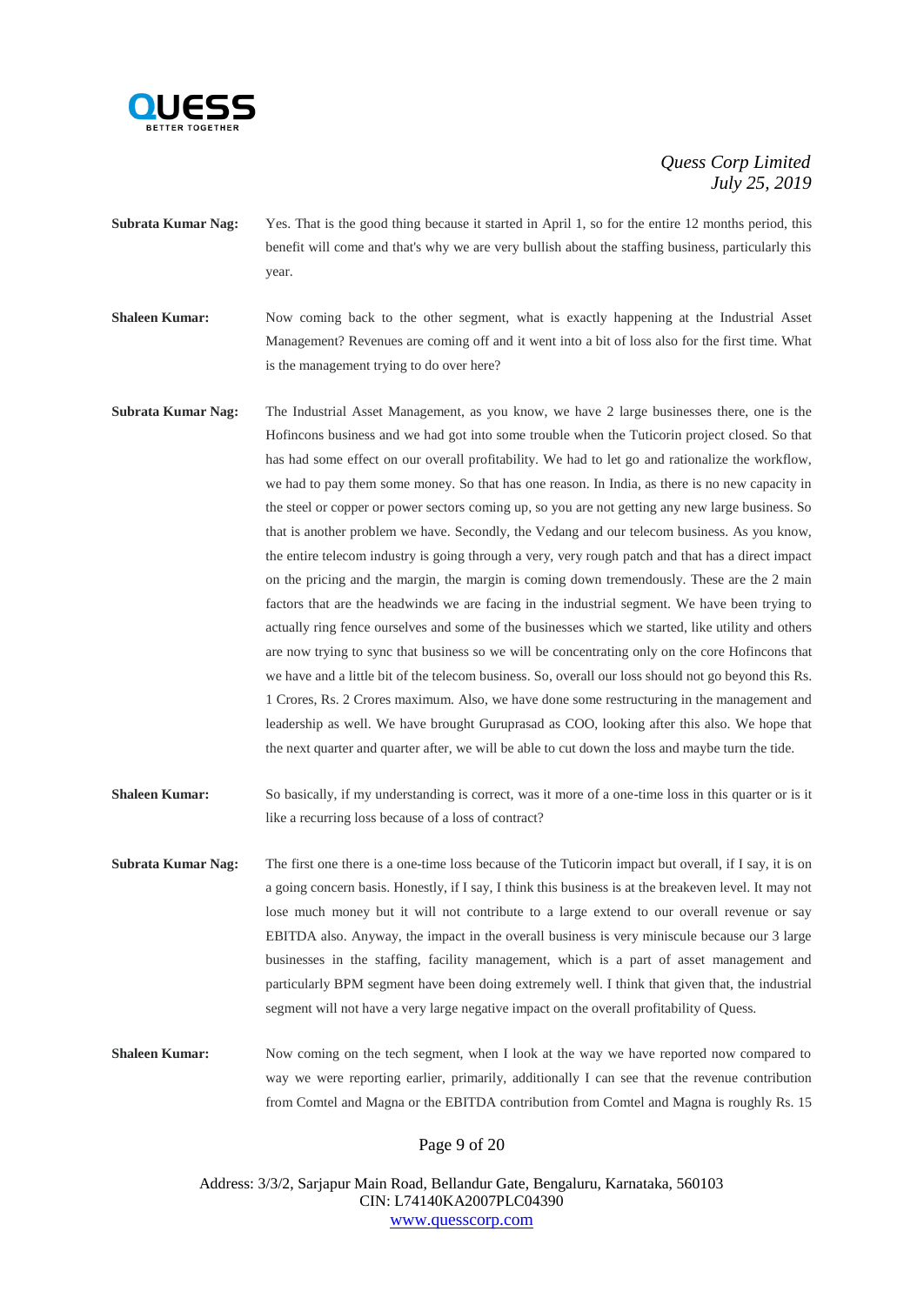**Subrata Kumar Nag:** Yes. That is the good thing because it started in April 1, so for the entire 12 months period, this benefit will come and that's why we are very bullish about the staffing business, particularly this year.

**Shaleen Kumar:** Now coming back to the other segment, what is exactly happening at the Industrial Asset Management? Revenues are coming off and it went into a bit of loss also for the first time. What is the management trying to do over here?

**Subrata Kumar Nag:** The Industrial Asset Management, as you know, we have 2 large businesses there, one is the Hofincons business and we had got into some trouble when the Tuticorin project closed. So that has had some effect on our overall profitability. We had to let go and rationalize the workflow, we had to pay them some money. So that has one reason. In India, as there is no new capacity in the steel or copper or power sectors coming up, so you are not getting any new large business. So that is another problem we have. Secondly, the Vedang and our telecom business. As you know, the entire telecom industry is going through a very, very rough patch and that has a direct impact on the pricing and the margin, the margin is coming down tremendously. These are the 2 main factors that are the headwinds we are facing in the industrial segment. We have been trying to actually ring fence ourselves and some of the businesses which we started, like utility and others are now trying to sync that business so we will be concentrating only on the core Hofincons that we have and a little bit of the telecom business. So, overall our loss should not go beyond this Rs. 1 Crores, Rs. 2 Crores maximum. Also, we have done some restructuring in the management and leadership as well. We have brought Guruprasad as COO, looking after this also. We hope that the next quarter and quarter after, we will be able to cut down the loss and maybe turn the tide.

**Shaleen Kumar:** So basically, if my understanding is correct, was it more of a one-time loss in this quarter or is it like a recurring loss because of a loss of contract?

**Subrata Kumar Nag:** The first one there is a one-time loss because of the Tuticorin impact but overall, if I say, it is on a going concern basis. Honestly, if I say, I think this business is at the breakeven level. It may not lose much money but it will not contribute to a large extend to our overall revenue or say EBITDA also. Anyway, the impact in the overall business is very miniscule because our 3 large businesses in the staffing, facility management, which is a part of asset management and particularly BPM segment have been doing extremely well. I think that given that, the industrial segment will not have a very large negative impact on the overall profitability of Quess.

**Shaleen Kumar:** Now coming on the tech segment, when I look at the way we have reported now compared to way we were reporting earlier, primarily, additionally I can see that the revenue contribution from Comtel and Magna or the EBITDA contribution from Comtel and Magna is roughly Rs. 15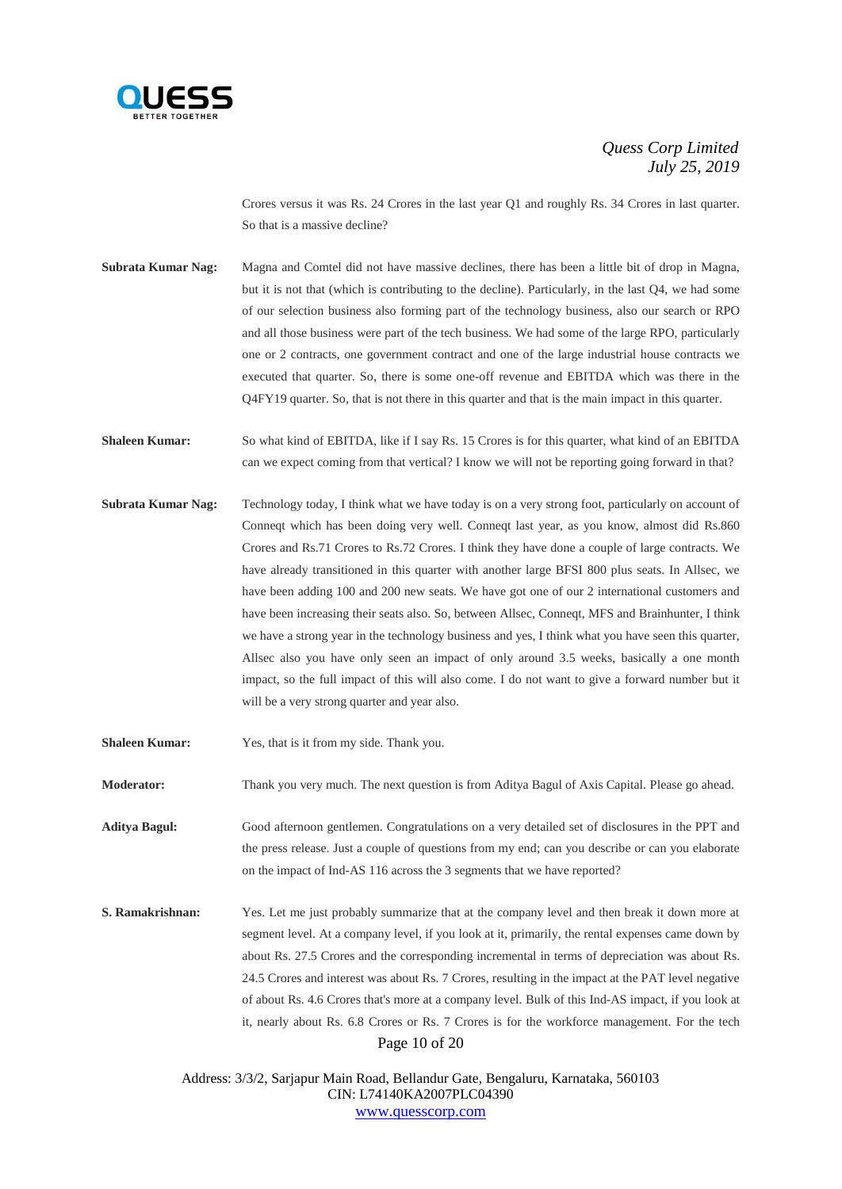Crores versus it was Rs. 24 Crores in the last year Q1 and roughly Rs. 34 Crores in last quarter. So that is a massive decline?

**Subrata Kumar Nag:** Magna and Comtel did not have massive declines, there has been a little bit of drop in Magna, but it is not that (which is contributing to the decline). Particularly, in the last Q4, we had some of our selection business also forming part of the technology business, also our search or RPO and all those business were part of the tech business. We had some of the large RPO, particularly one or 2 contracts, one government contract and one of the large industrial house contracts we executed that quarter. So, there is some one-off revenue and EBITDA which was there in the Q4FY19 quarter. So, that is not there in this quarter and that is the main impact in this quarter.

**Shaleen Kumar:** So what kind of EBITDA, like if I say Rs. 15 Crores is for this quarter, what kind of an EBITDA can we expect coming from that vertical? I know we will not be reporting going forward in that?

**Subrata Kumar Nag:** Technology today, I think what we have today is on a very strong foot, particularly on account of Conneqt which has been doing very well. Conneqt last year, as you know, almost did Rs.860 Crores and Rs.71 Crores to Rs.72 Crores. I think they have done a couple of large contracts. We have already transitioned in this quarter with another large BFSI 800 plus seats. In Allsec, we have been adding 100 and 200 new seats. We have got one of our 2 international customers and have been increasing their seats also. So, between Allsec, Conneqt, MFS and Brainhunter, I think we have a strong year in the technology business and yes, I think what you have seen this quarter, Allsec also you have only seen an impact of only around 3.5 weeks, basically a one month impact, so the full impact of this will also come. I do not want to give a forward number but it will be a very strong quarter and year also.

**Shaleen Kumar:** Yes, that is it from my side. Thank you.

**Moderator:** Thank you very much. The next question is from Aditya Bagul of Axis Capital. Please go ahead.

**Aditya Bagul:** Good afternoon gentlemen. Congratulations on a very detailed set of disclosures in the PPT and the press release. Just a couple of questions from my end; can you describe or can you elaborate on the impact of Ind-AS 116 across the 3 segments that we have reported?

**S. Ramakrishnan:** Yes. Let me just probably summarize that at the company level and then break it down more at segment level. At a company level, if you look at it, primarily, the rental expenses came down by about Rs. 27.5 Crores and the corresponding incremental in terms of depreciation was about Rs. 24.5 Crores and interest was about Rs. 7 Crores, resulting in the impact at the PAT level negative of about Rs. 4.6 Crores that's more at a company level. Bulk of this Ind-AS impact, if you look at it, nearly about Rs. 6.8 Crores or Rs. 7 Crores is for the workforce management. For the tech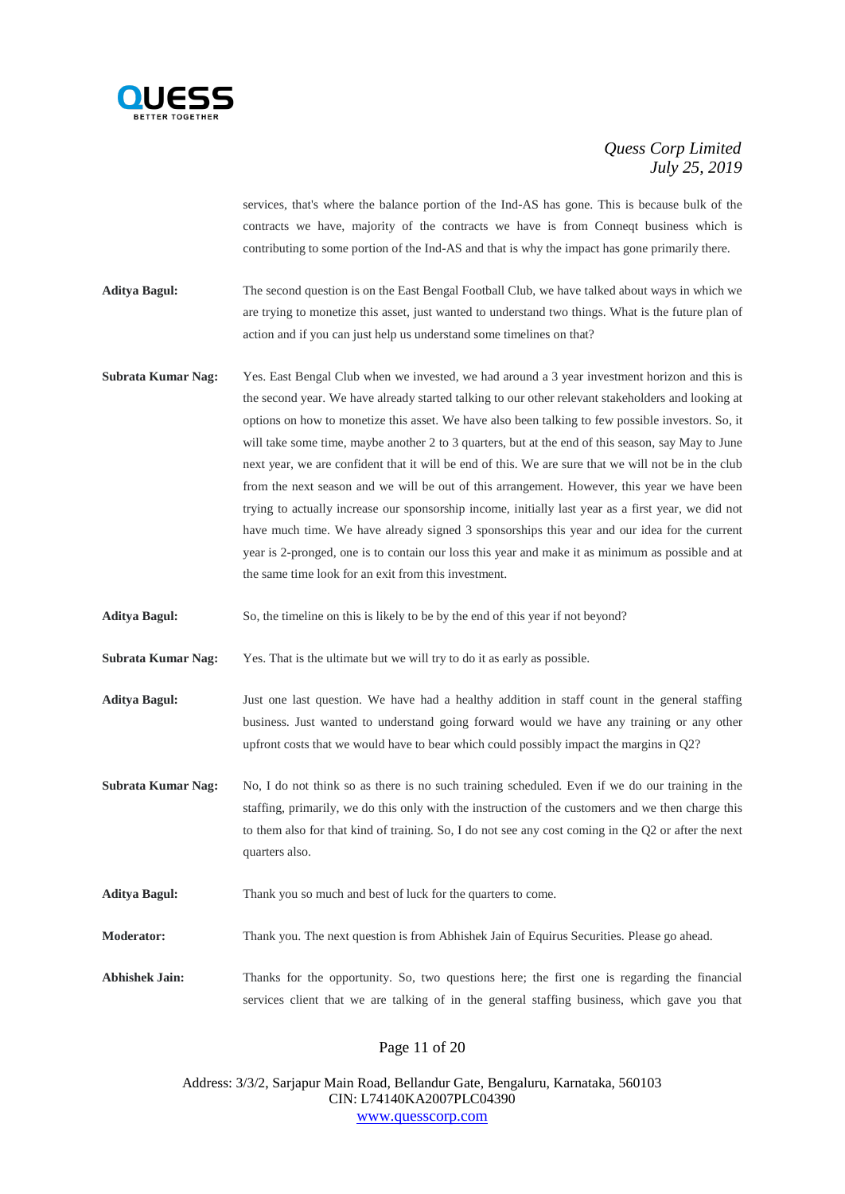services, that's where the balance portion of the Ind-AS has gone. This is because bulk of the contracts we have, majority of the contracts we have is from Conneqt business which is contributing to some portion of the Ind-AS and that is why the impact has gone primarily there.

**Aditya Bagul:** The second question is on the East Bengal Football Club, we have talked about ways in which we are trying to monetize this asset, just wanted to understand two things. What is the future plan of action and if you can just help us understand some timelines on that?

**Subrata Kumar Nag:** Yes. East Bengal Club when we invested, we had around a 3 year investment horizon and this is the second year. We have already started talking to our other relevant stakeholders and looking at options on how to monetize this asset. We have also been talking to few possible investors. So, it will take some time, maybe another 2 to 3 quarters, but at the end of this season, say May to June next year, we are confident that it will be end of this. We are sure that we will not be in the club from the next season and we will be out of this arrangement. However, this year we have been trying to actually increase our sponsorship income, initially last year as a first year, we did not have much time. We have already signed 3 sponsorships this year and our idea for the current year is 2-pronged, one is to contain our loss this year and make it as minimum as possible and at the same time look for an exit from this investment.

**Aditya Bagul:** So, the timeline on this is likely to be by the end of this year if not beyond?

**Subrata Kumar Nag:** Yes. That is the ultimate but we will try to do it as early as possible.

**Aditya Bagul:** Just one last question. We have had a healthy addition in staff count in the general staffing business. Just wanted to understand going forward would we have any training or any other upfront costs that we would have to bear which could possibly impact the margins in Q2?

**Subrata Kumar Nag:** No, I do not think so as there is no such training scheduled. Even if we do our training in the staffing, primarily, we do this only with the instruction of the customers and we then charge this to them also for that kind of training. So, I do not see any cost coming in the Q2 or after the next quarters also.

**Aditya Bagul:** Thank you so much and best of luck for the quarters to come.

**Moderator:** Thank you. The next question is from Abhishek Jain of Equirus Securities. Please go ahead.

**Abhishek Jain:** Thanks for the opportunity. So, two questions here; the first one is regarding the financial services client that we are talking of in the general staffing business, which gave you that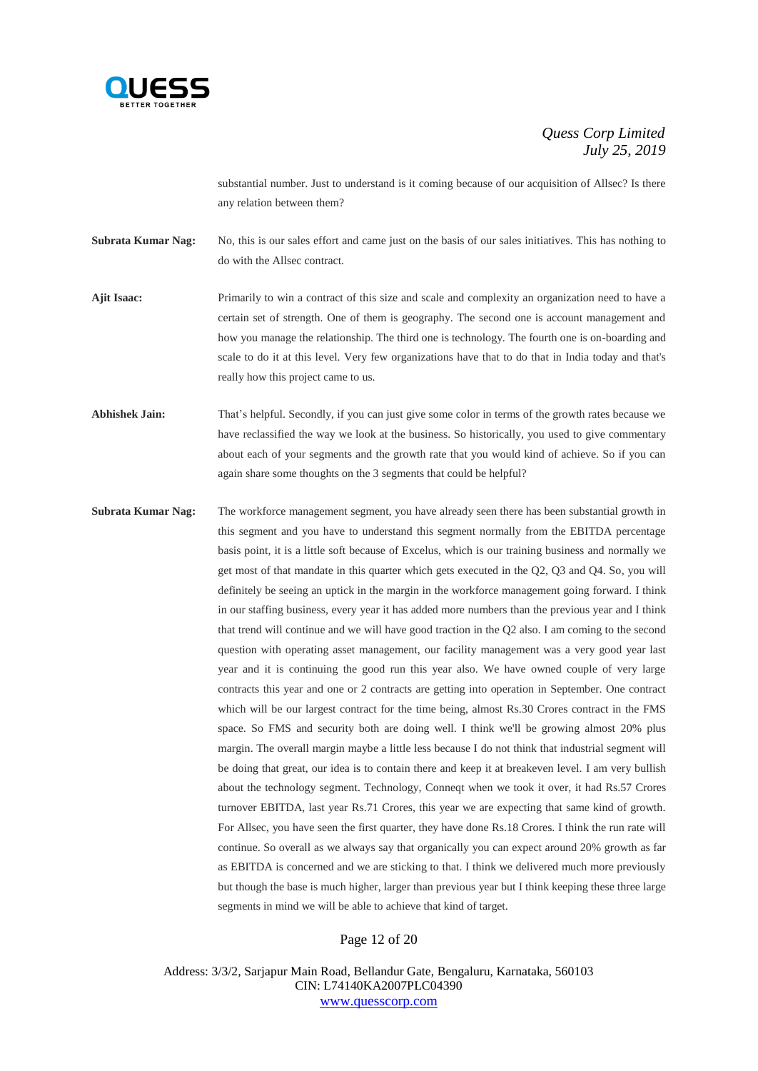substantial number. Just to understand is it coming because of our acquisition of Allsec? Is there any relation between them?

**Subrata Kumar Nag:** No, this is our sales effort and came just on the basis of our sales initiatives. This has nothing to do with the Allsec contract.

**Ajit Isaac:** Primarily to win a contract of this size and scale and complexity an organization need to have a certain set of strength. One of them is geography. The second one is account management and how you manage the relationship. The third one is technology. The fourth one is on-boarding and scale to do it at this level. Very few organizations have that to do that in India today and that's really how this project came to us.

**Abhishek Jain:** That's helpful. Secondly, if you can just give some color in terms of the growth rates because we have reclassified the way we look at the business. So historically, you used to give commentary about each of your segments and the growth rate that you would kind of achieve. So if you can again share some thoughts on the 3 segments that could be helpful?

**Subrata Kumar Nag:** The workforce management segment, you have already seen there has been substantial growth in this segment and you have to understand this segment normally from the EBITDA percentage basis point, it is a little soft because of Excelus, which is our training business and normally we get most of that mandate in this quarter which gets executed in the Q2, Q3 and Q4. So, you will definitely be seeing an uptick in the margin in the workforce management going forward. I think in our staffing business, every year it has added more numbers than the previous year and I think that trend will continue and we will have good traction in the Q2 also. I am coming to the second question with operating asset management, our facility management was a very good year last year and it is continuing the good run this year also. We have owned couple of very large contracts this year and one or 2 contracts are getting into operation in September. One contract which will be our largest contract for the time being, almost Rs.30 Crores contract in the FMS space. So FMS and security both are doing well. I think we'll be growing almost 20% plus margin. The overall margin maybe a little less because I do not think that industrial segment will be doing that great, our idea is to contain there and keep it at breakeven level. I am very bullish about the technology segment. Technology, Conneqt when we took it over, it had Rs.57 Crores turnover EBITDA, last year Rs.71 Crores, this year we are expecting that same kind of growth. For Allsec, you have seen the first quarter, they have done Rs.18 Crores. I think the run rate will continue. So overall as we always say that organically you can expect around 20% growth as far as EBITDA is concerned and we are sticking to that. I think we delivered much more previously but though the base is much higher, larger than previous year but I think keeping these three large segments in mind we will be able to achieve that kind of target.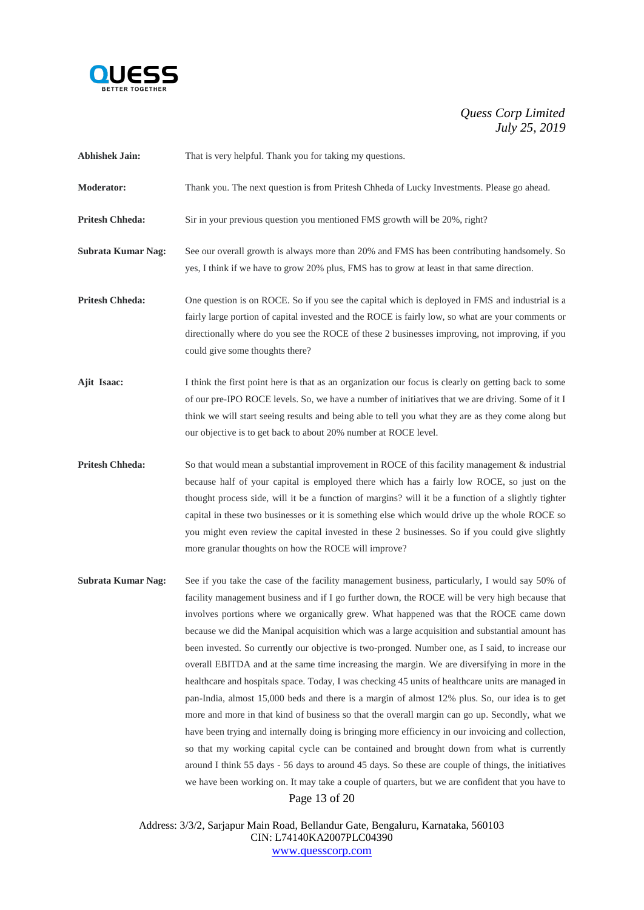**Abhishek Jain:** That is very helpful. Thank you for taking my questions.

**Moderator:** Thank you. The next question is from Pritesh Chheda of Lucky Investments. Please go ahead.

**Pritesh Chheda:** Sir in your previous question you mentioned FMS growth will be 20%, right?

**Subrata Kumar Nag:** See our overall growth is always more than 20% and FMS has been contributing handsomely. So yes, I think if we have to grow 20% plus, FMS has to grow at least in that same direction.

**Pritesh Chheda:** One question is on ROCE. So if you see the capital which is deployed in FMS and industrial is a fairly large portion of capital invested and the ROCE is fairly low, so what are your comments or directionally where do you see the ROCE of these 2 businesses improving, not improving, if you could give some thoughts there?

**Ajit Isaac:** I think the first point here is that as an organization our focus is clearly on getting back to some of our pre-IPO ROCE levels. So, we have a number of initiatives that we are driving. Some of it I think we will start seeing results and being able to tell you what they are as they come along but our objective is to get back to about 20% number at ROCE level.

**Pritesh Chheda:** So that would mean a substantial improvement in ROCE of this facility management & industrial because half of your capital is employed there which has a fairly low ROCE, so just on the thought process side, will it be a function of margins? will it be a function of a slightly tighter capital in these two businesses or it is something else which would drive up the whole ROCE so you might even review the capital invested in these 2 businesses. So if you could give slightly more granular thoughts on how the ROCE will improve?

**Subrata Kumar Nag:** See if you take the case of the facility management business, particularly, I would say 50% of facility management business and if I go further down, the ROCE will be very high because that involves portions where we organically grew. What happened was that the ROCE came down because we did the Manipal acquisition which was a large acquisition and substantial amount has been invested. So currently our objective is two-pronged. Number one, as I said, to increase our overall EBITDA and at the same time increasing the margin. We are diversifying in more in the healthcare and hospitals space. Today, I was checking 45 units of healthcare units are managed in pan-India, almost 15,000 beds and there is a margin of almost 12% plus. So, our idea is to get more and more in that kind of business so that the overall margin can go up. Secondly, what we have been trying and internally doing is bringing more efficiency in our invoicing and collection, so that my working capital cycle can be contained and brought down from what is currently around I think 55 days - 56 days to around 45 days. So these are couple of things, the initiatives we have been working on. It may take a couple of quarters, but we are confident that you have to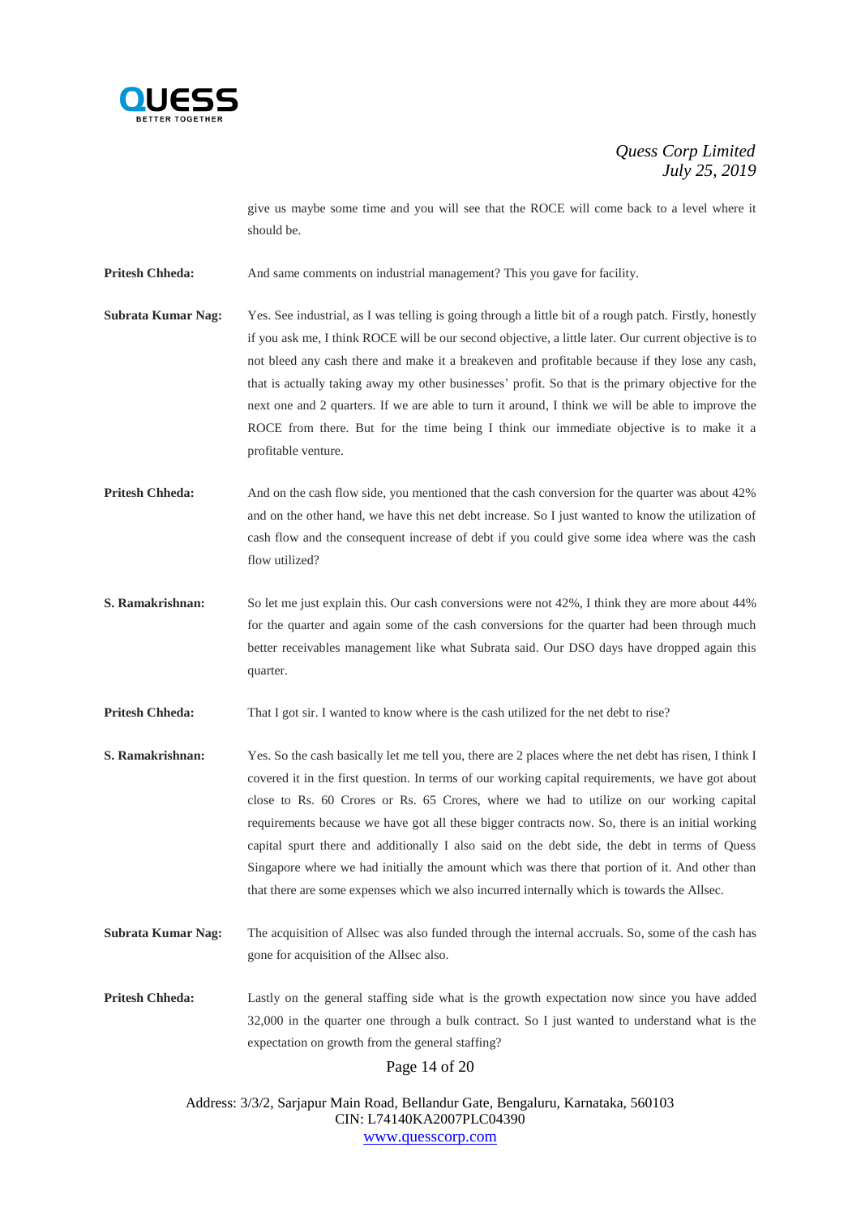give us maybe some time and you will see that the ROCE will come back to a level where it should be.

**Pritesh Chheda:** And same comments on industrial management? This you gave for facility.

**Subrata Kumar Nag:** Yes. See industrial, as I was telling is going through a little bit of a rough patch. Firstly, honestly if you ask me, I think ROCE will be our second objective, a little later. Our current objective is to not bleed any cash there and make it a breakeven and profitable because if they lose any cash, that is actually taking away my other businesses' profit. So that is the primary objective for the next one and 2 quarters. If we are able to turn it around, I think we will be able to improve the ROCE from there. But for the time being I think our immediate objective is to make it a profitable venture.

**Pritesh Chheda:** And on the cash flow side, you mentioned that the cash conversion for the quarter was about 42% and on the other hand, we have this net debt increase. So I just wanted to know the utilization of cash flow and the consequent increase of debt if you could give some idea where was the cash flow utilized?

**S. Ramakrishnan:** So let me just explain this. Our cash conversions were not 42%, I think they are more about 44% for the quarter and again some of the cash conversions for the quarter had been through much better receivables management like what Subrata said. Our DSO days have dropped again this quarter.

**Pritesh Chheda:** That I got sir. I wanted to know where is the cash utilized for the net debt to rise?

**S. Ramakrishnan:** Yes. So the cash basically let me tell you, there are 2 places where the net debt has risen, I think I covered it in the first question. In terms of our working capital requirements, we have got about close to Rs. 60 Crores or Rs. 65 Crores, where we had to utilize on our working capital requirements because we have got all these bigger contracts now. So, there is an initial working capital spurt there and additionally I also said on the debt side, the debt in terms of Quess Singapore where we had initially the amount which was there that portion of it. And other than that there are some expenses which we also incurred internally which is towards the Allsec.

**Subrata Kumar Nag:** The acquisition of Allsec was also funded through the internal accruals. So, some of the cash has gone for acquisition of the Allsec also.

**Pritesh Chheda:** Lastly on the general staffing side what is the growth expectation now since you have added 32,000 in the quarter one through a bulk contract. So I just wanted to understand what is the expectation on growth from the general staffing?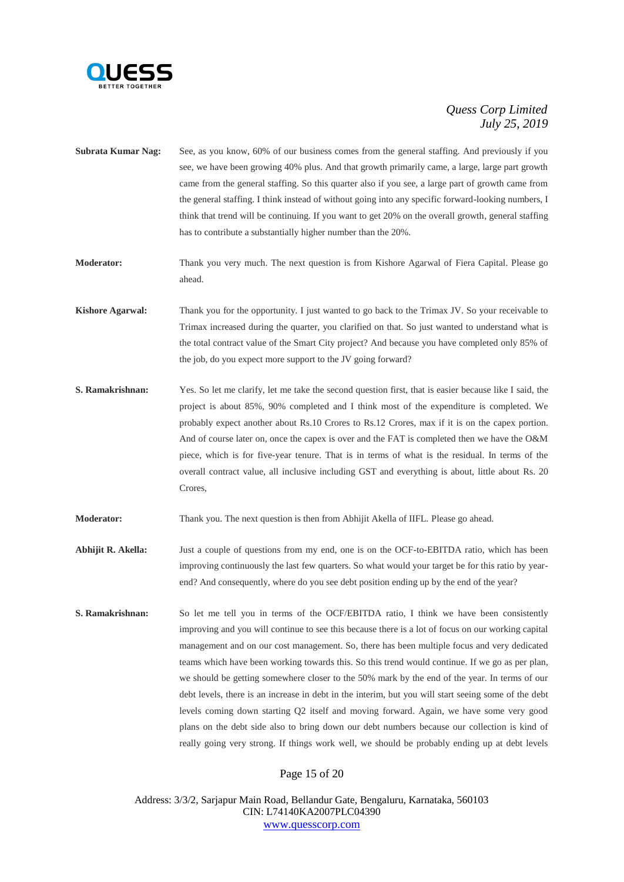**Subrata Kumar Nag:** See, as you know, 60% of our business comes from the general staffing. And previously if you see, we have been growing 40% plus. And that growth primarily came, a large, large part growth came from the general staffing. So this quarter also if you see, a large part of growth came from the general staffing. I think instead of without going into any specific forward-looking numbers, I think that trend will be continuing. If you want to get 20% on the overall growth, general staffing has to contribute a substantially higher number than the 20%.

**Moderator:** Thank you very much. The next question is from Kishore Agarwal of Fiera Capital. Please go ahead.

**Kishore Agarwal:** Thank you for the opportunity. I just wanted to go back to the Trimax JV. So your receivable to Trimax increased during the quarter, you clarified on that. So just wanted to understand what is the total contract value of the Smart City project? And because you have completed only 85% of the job, do you expect more support to the JV going forward?

**S. Ramakrishnan:** Yes. So let me clarify, let me take the second question first, that is easier because like I said, the project is about 85%, 90% completed and I think most of the expenditure is completed. We probably expect another about Rs.10 Crores to Rs.12 Crores, max if it is on the capex portion. And of course later on, once the capex is over and the FAT is completed then we have the O&M piece, which is for five-year tenure. That is in terms of what is the residual. In terms of the overall contract value, all inclusive including GST and everything is about, little about Rs. 20 Crores,

**Moderator:** Thank you. The next question is then from Abhijit Akella of IIFL. Please go ahead.

**Abhijit R. Akella:** Just a couple of questions from my end, one is on the OCF-to-EBITDA ratio, which has been improving continuously the last few quarters. So what would your target be for this ratio by year-end? And consequently, where do you see debt position ending up by the end of the year?

**S. Ramakrishnan:** So let me tell you in terms of the OCF/EBITDA ratio, I think we have been consistently improving and you will continue to see this because there is a lot of focus on our working capital management and on our cost management. So, there has been multiple focus and very dedicated teams which have been working towards this. So this trend would continue. If we go as per plan, we should be getting somewhere closer to the 50% mark by the end of the year. In terms of our debt levels, there is an increase in debt in the interim, but you will start seeing some of the debt levels coming down starting Q2 itself and moving forward. Again, we have some very good plans on the debt side also to bring down our debt numbers because our collection is kind of really going very strong. If things work well, we should be probably ending up at debt levels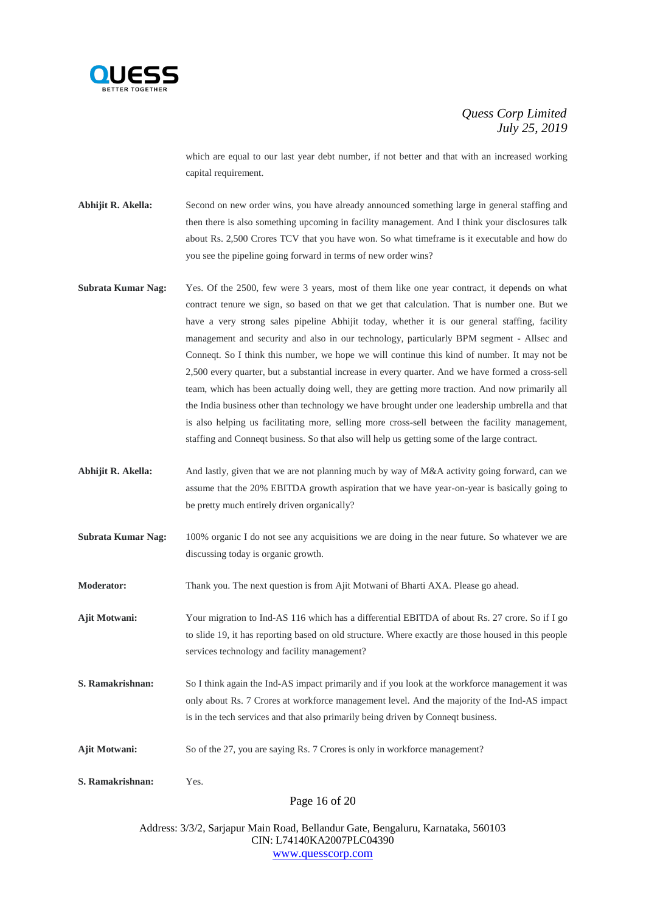which are equal to our last year debt number, if not better and that with an increased working capital requirement.

**Abhijit R. Akella:** Second on new order wins, you have already announced something large in general staffing and then there is also something upcoming in facility management. And I think your disclosures talk about Rs. 2,500 Crores TCV that you have won. So what timeframe is it executable and how do you see the pipeline going forward in terms of new order wins?

**Subrata Kumar Nag:** Yes. Of the 2500, few were 3 years, most of them like one year contract, it depends on what contract tenure we sign, so based on that we get that calculation. That is number one. But we have a very strong sales pipeline Abhijit today, whether it is our general staffing, facility management and security and also in our technology, particularly BPM segment - Allsec and Conneqt. So I think this number, we hope we will continue this kind of number. It may not be 2,500 every quarter, but a substantial increase in every quarter. And we have formed a cross-sell team, which has been actually doing well, they are getting more traction. And now primarily all the India business other than technology we have brought under one leadership umbrella and that is also helping us facilitating more, selling more cross-sell between the facility management, staffing and Conneqt business. So that also will help us getting some of the large contract.

**Abhijit R. Akella:** And lastly, given that we are not planning much by way of M&A activity going forward, can we assume that the 20% EBITDA growth aspiration that we have year-on-year is basically going to be pretty much entirely driven organically?

**Subrata Kumar Nag:** 100% organic I do not see any acquisitions we are doing in the near future. So whatever we are discussing today is organic growth.

**Moderator:** Thank you. The next question is from Ajit Motwani of Bharti AXA. Please go ahead.

**Ajit Motwani:** Your migration to Ind-AS 116 which has a differential EBITDA of about Rs. 27 crore. So if I go to slide 19, it has reporting based on old structure. Where exactly are those housed in this people services technology and facility management?

**S. Ramakrishnan:** So I think again the Ind-AS impact primarily and if you look at the workforce management it was only about Rs. 7 Crores at workforce management level. And the majority of the Ind-AS impact is in the tech services and that also primarily being driven by Conneqt business.

**Ajit Motwani:** So of the 27, you are saying Rs. 7 Crores is only in workforce management?

**S. Ramakrishnan:** Yes.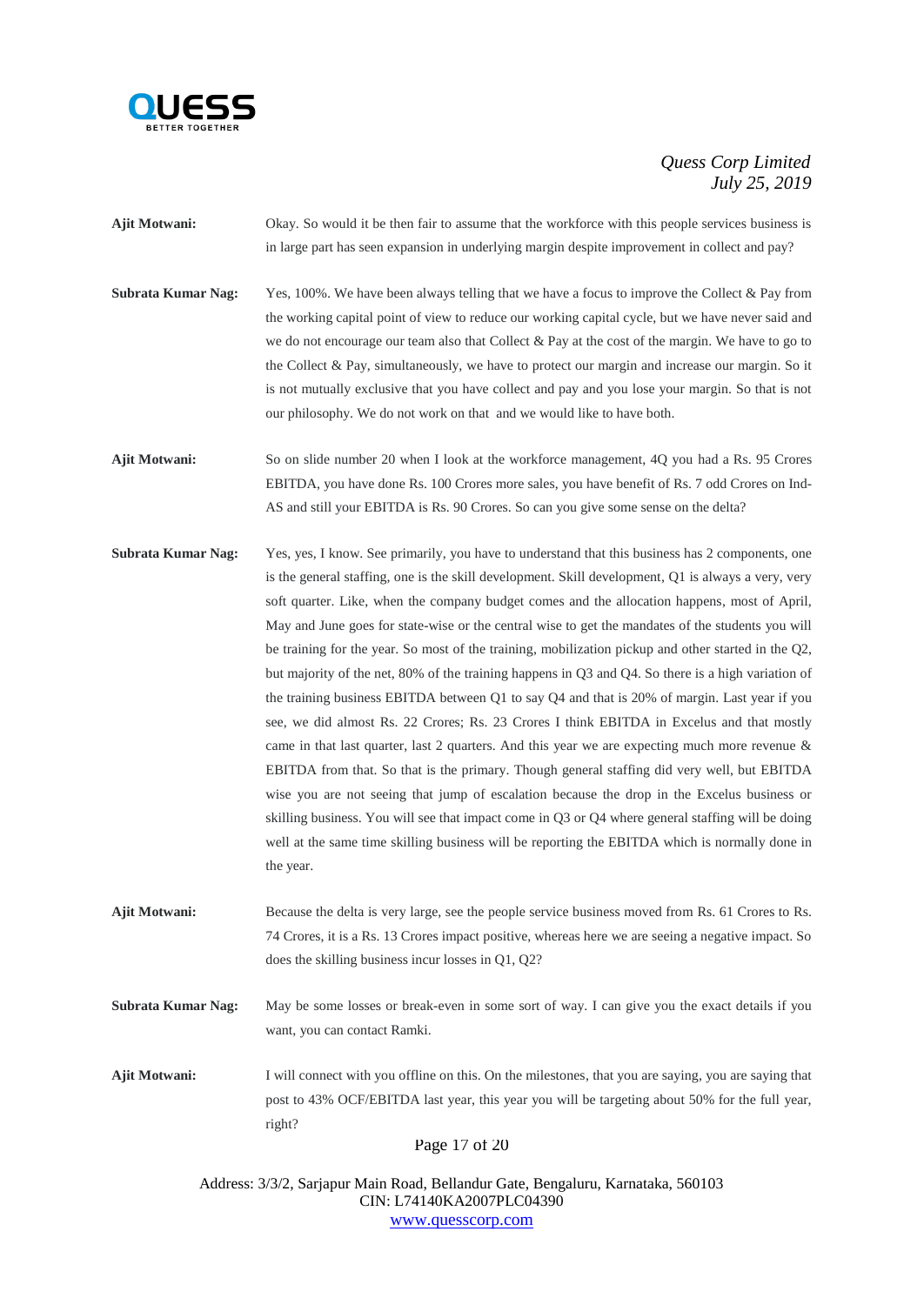**Ajit Motwani:** Okay. So would it be then fair to assume that the workforce with this people services business is in large part has seen expansion in underlying margin despite improvement in collect and pay?

**Subrata Kumar Nag:** Yes, 100%. We have been always telling that we have a focus to improve the Collect & Pay from the working capital point of view to reduce our working capital cycle, but we have never said and we do not encourage our team also that Collect & Pay at the cost of the margin. We have to go to the Collect & Pay, simultaneously, we have to protect our margin and increase our margin. So it is not mutually exclusive that you have collect and pay and you lose your margin. So that is not our philosophy. We do not work on that and we would like to have both.

**Ajit Motwani:** So on slide number 20 when I look at the workforce management, 4Q you had a Rs. 95 Crores EBITDA, you have done Rs. 100 Crores more sales, you have benefit of Rs. 7 odd Crores on Ind-AS and still your EBITDA is Rs. 90 Crores. So can you give some sense on the delta?

**Subrata Kumar Nag:** Yes, yes, I know. See primarily, you have to understand that this business has 2 components, one is the general staffing, one is the skill development. Skill development, Q1 is always a very, very soft quarter. Like, when the company budget comes and the allocation happens, most of April, May and June goes for state-wise or the central wise to get the mandates of the students you will be training for the year. So most of the training, mobilization pickup and other started in the Q2, but majority of the net, 80% of the training happens in Q3 and Q4. So there is a high variation of the training business EBITDA between Q1 to say Q4 and that is 20% of margin. Last year if you see, we did almost Rs. 22 Crores; Rs. 23 Crores I think EBITDA in Excelus and that mostly came in that last quarter, last 2 quarters. And this year we are expecting much more revenue & EBITDA from that. So that is the primary. Though general staffing did very well, but EBITDA wise you are not seeing that jump of escalation because the drop in the Excelus business or skilling business. You will see that impact come in Q3 or Q4 where general staffing will be doing well at the same time skilling business will be reporting the EBITDA which is normally done in the year.

**Ajit Motwani:** Because the delta is very large, see the people service business moved from Rs. 61 Crores to Rs. 74 Crores, it is a Rs. 13 Crores impact positive, whereas here we are seeing a negative impact. So does the skilling business incur losses in Q1, Q2?

**Subrata Kumar Nag:** May be some losses or break-even in some sort of way. I can give you the exact details if you want, you can contact Ramki.

**Ajit Motwani:** I will connect with you offline on this. On the milestones, that you are saying, you are saying that post to 43% OCF/EBITDA last year, this year you will be targeting about 50% for the full year, right?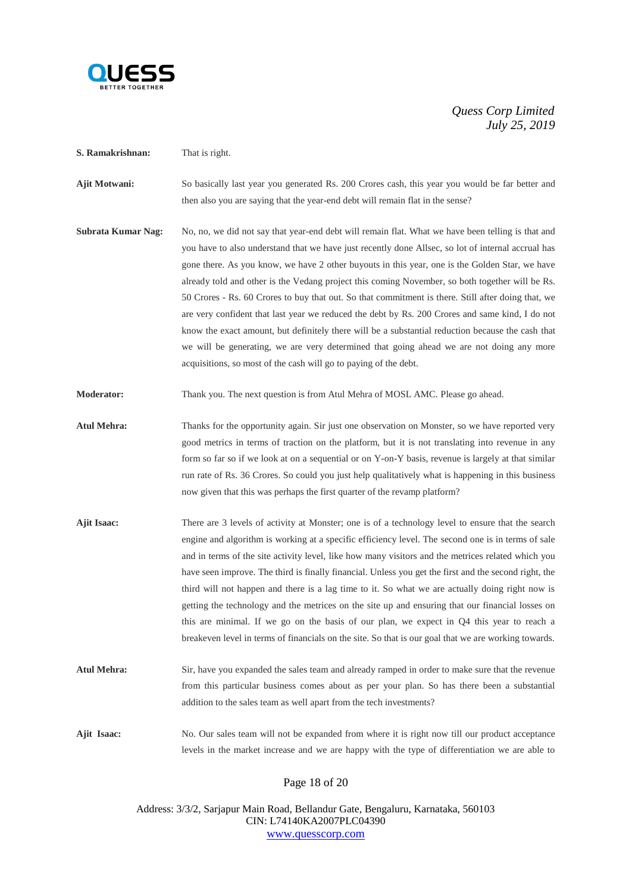**S. Ramakrishnan:** That is right.

**Ajit Motwani:** So basically last year you generated Rs. 200 Crores cash, this year you would be far better and then also you are saying that the year-end debt will remain flat in the sense?

**Subrata Kumar Nag:** No, no, we did not say that year-end debt will remain flat. What we have been telling is that and you have to also understand that we have just recently done Allsec, so lot of internal accrual has gone there. As you know, we have 2 other buyouts in this year, one is the Golden Star, we have already told and other is the Vedang project this coming November, so both together will be Rs. 50 Crores - Rs. 60 Crores to buy that out. So that commitment is there. Still after doing that, we are very confident that last year we reduced the debt by Rs. 200 Crores and same kind, I do not know the exact amount, but definitely there will be a substantial reduction because the cash that we will be generating, we are very determined that going ahead we are not doing any more acquisitions, so most of the cash will go to paying of the debt.

**Moderator:** Thank you. The next question is from Atul Mehra of MOSL AMC. Please go ahead.

**Atul Mehra:** Thanks for the opportunity again. Sir just one observation on Monster, so we have reported very good metrics in terms of traction on the platform, but it is not translating into revenue in any form so far so if we look at on a sequential or on Y-on-Y basis, revenue is largely at that similar run rate of Rs. 36 Crores. So could you just help qualitatively what is happening in this business now given that this was perhaps the first quarter of the revamp platform?

**Ajit Isaac:** There are 3 levels of activity at Monster; one is of a technology level to ensure that the search engine and algorithm is working at a specific efficiency level. The second one is in terms of sale and in terms of the site activity level, like how many visitors and the metrices related which you have seen improve. The third is finally financial. Unless you get the first and the second right, the third will not happen and there is a lag time to it. So what we are actually doing right now is getting the technology and the metrices on the site up and ensuring that our financial losses on this are minimal. If we go on the basis of our plan, we expect in Q4 this year to reach a breakeven level in terms of financials on the site. So that is our goal that we are working towards.

**Atul Mehra:** Sir, have you expanded the sales team and already ramped in order to make sure that the revenue from this particular business comes about as per your plan. So has there been a substantial addition to the sales team as well apart from the tech investments?

**Ajit Isaac:** No. Our sales team will not be expanded from where it is right now till our product acceptance levels in the market increase and we are happy with the type of differentiation we are able to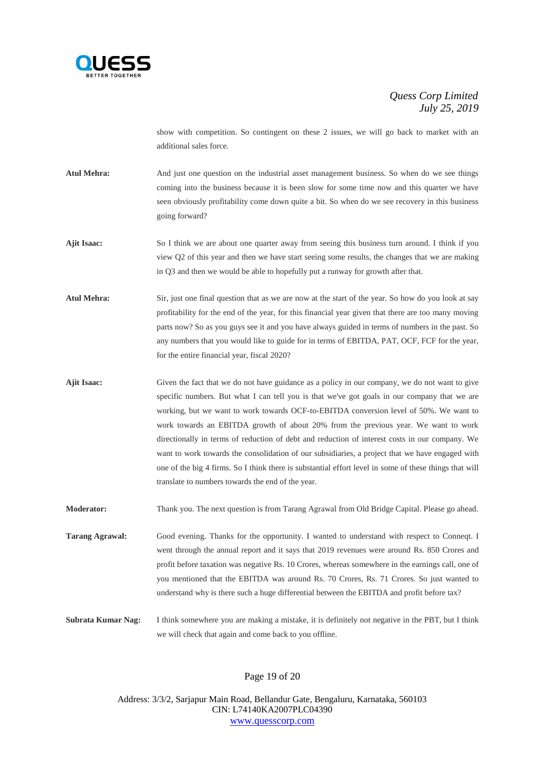show with competition. So contingent on these 2 issues, we will go back to market with an additional sales force.

**Atul Mehra:** And just one question on the industrial asset management business. So when do we see things coming into the business because it is been slow for some time now and this quarter we have seen obviously profitability come down quite a bit. So when do we see recovery in this business going forward?

**Ajit Isaac:** So I think we are about one quarter away from seeing this business turn around. I think if you view Q2 of this year and then we have start seeing some results, the changes that we are making in Q3 and then we would be able to hopefully put a runway for growth after that.

**Atul Mehra:** Sir, just one final question that as we are now at the start of the year. So how do you look at say profitability for the end of the year, for this financial year given that there are too many moving parts now? So as you guys see it and you have always guided in terms of numbers in the past. So any numbers that you would like to guide for in terms of EBITDA, PAT, OCF, FCF for the year, for the entire financial year, fiscal 2020?

**Ajit Isaac:** Given the fact that we do not have guidance as a policy in our company, we do not want to give specific numbers. But what I can tell you is that we've got goals in our company that we are working, but we want to work towards OCF-to-EBITDA conversion level of 50%. We want to work towards an EBITDA growth of about 20% from the previous year. We want to work directionally in terms of reduction of debt and reduction of interest costs in our company. We want to work towards the consolidation of our subsidiaries, a project that we have engaged with one of the big 4 firms. So I think there is substantial effort level in some of these things that will translate to numbers towards the end of the year.

**Moderator:** Thank you. The next question is from Tarang Agrawal from Old Bridge Capital. Please go ahead.

**Tarang Agrawal:** Good evening. Thanks for the opportunity. I wanted to understand with respect to Conneqt. I went through the annual report and it says that 2019 revenues were around Rs. 850 Crores and profit before taxation was negative Rs. 10 Crores, whereas somewhere in the earnings call, one of you mentioned that the EBITDA was around Rs. 70 Crores, Rs. 71 Crores. So just wanted to understand why is there such a huge differential between the EBITDA and profit before tax?

**Subrata Kumar Nag:** I think somewhere you are making a mistake, it is definitely not negative in the PBT, but I think we will check that again and come back to you offline.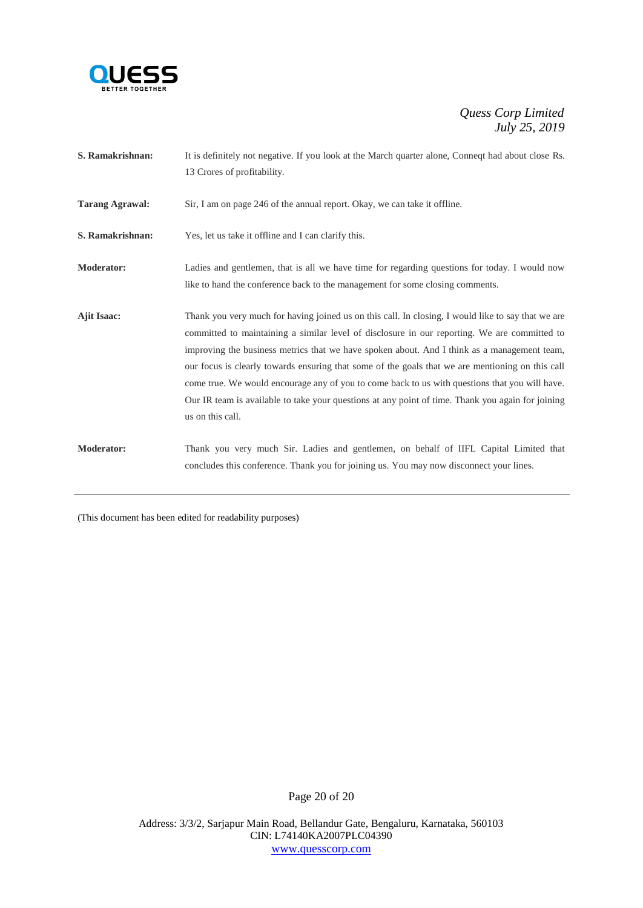**S. Ramakrishnan:** It is definitely not negative. If you look at the March quarter alone, Conneqt had about close Rs. 13 Crores of profitability.

**Tarang Agrawal:** Sir, I am on page 246 of the annual report. Okay, we can take it offline.

**S. Ramakrishnan:** Yes, let us take it offline and I can clarify this.

**Moderator:** Ladies and gentlemen, that is all we have time for regarding questions for today. I would now like to hand the conference back to the management for some closing comments.

**Ajit Isaac:** Thank you very much for having joined us on this call. In closing, I would like to say that we are committed to maintaining a similar level of disclosure in our reporting. We are committed to improving the business metrics that we have spoken about. And I think as a management team, our focus is clearly towards ensuring that some of the goals that we are mentioning on this call come true. We would encourage any of you to come back to us with questions that you will have. Our IR team is available to take your questions at any point of time. Thank you again for joining us on this call.

**Moderator:** Thank you very much Sir. Ladies and gentlemen, on behalf of IIFL Capital Limited that concludes this conference. Thank you for joining us. You may now disconnect your lines.

---

(This document has been edited for readability purposes)

Address: 3/3/2, Sarjapur Main Road, Bellandur Gate, Bengaluru, Karnataka, 560103
CIN: L74140KA2007PLC04390
www.quesscorp.com